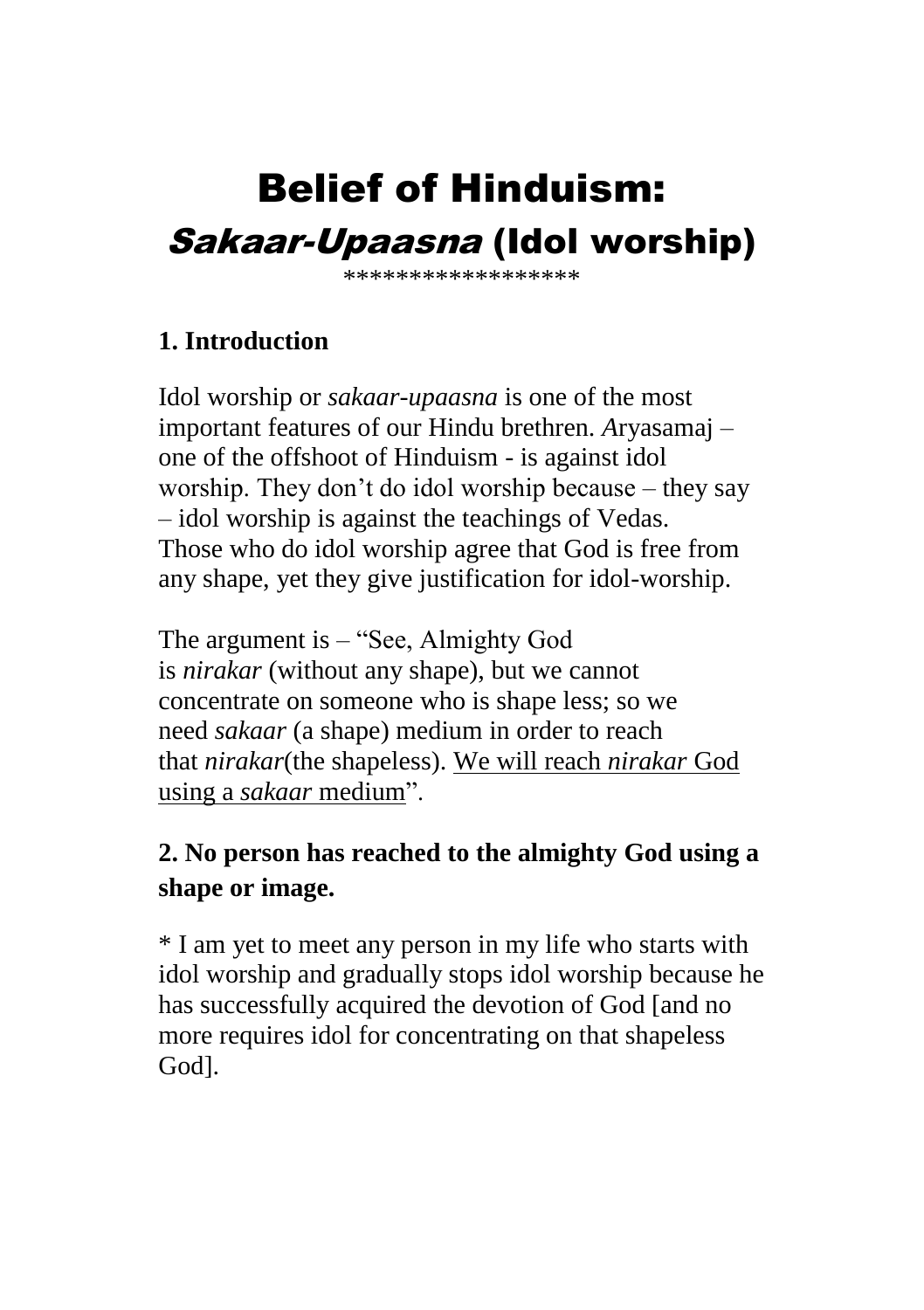# Belief of Hinduism:
# *Sakaar-Upaasna* (Idol worship)

\*\*\*\*\*\*\*\*\*\*\*\*\*\*\*\*\*\*

## 1. Introduction

Idol worship or *sakaar-upaasna* is one of the most important features of our Hindu brethren. *A*ryasamaj – one of the offshoot of Hinduism - is against idol worship. They don't do idol worship because – they say – idol worship is against the teachings of Vedas. Those who do idol worship agree that God is free from any shape, yet they give justification for idol-worship.

The argument is – "See, Almighty God is *nirakar* (without any shape), but we cannot concentrate on someone who is shape less; so we need *sakaar* (a shape) medium in order to reach that *nirakar*(the shapeless). <u>We will reach *nirakar* God using a *sakaar* medium</u>".

## 2. No person has reached to the almighty God using a shape or image.

* I am yet to meet any person in my life who starts with idol worship and gradually stops idol worship because he has successfully acquired the devotion of God [and no more requires idol for concentrating on that shapeless God].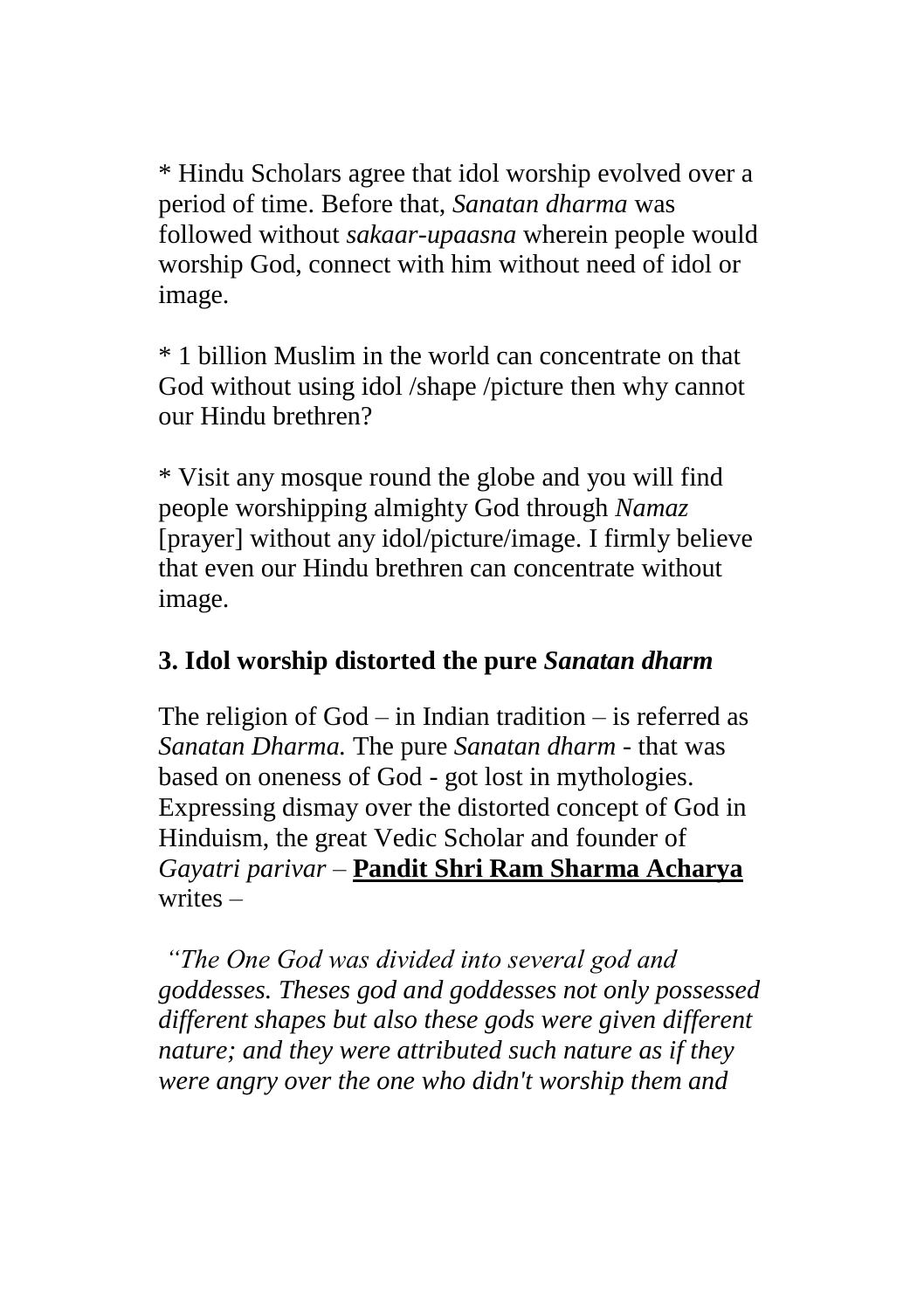* Hindu Scholars agree that idol worship evolved over a period of time. Before that, *Sanatan dharma* was followed without *sakaar-upaasna* wherein people would worship God, connect with him without need of idol or image.

* 1 billion Muslim in the world can concentrate on that God without using idol /shape /picture then why cannot our Hindu brethren?

* Visit any mosque round the globe and you will find people worshipping almighty God through *Namaz* [prayer] without any idol/picture/image. I firmly believe that even our Hindu brethren can concentrate without image.

### 3. Idol worship distorted the pure *Sanatan dharm*

The religion of God – in Indian tradition – is referred as *Sanatan Dharma.* The pure *Sanatan dharm* - that was based on oneness of God - got lost in mythologies. Expressing dismay over the distorted concept of God in Hinduism, the great Vedic Scholar and founder of *Gayatri parivar* – **Pandit Shri Ram Sharma Acharya** writes –

*"The One God was divided into several god and goddesses. Theses god and goddesses not only possessed different shapes but also these gods were given different nature; and they were attributed such nature as if they were angry over the one who didn't worship them and*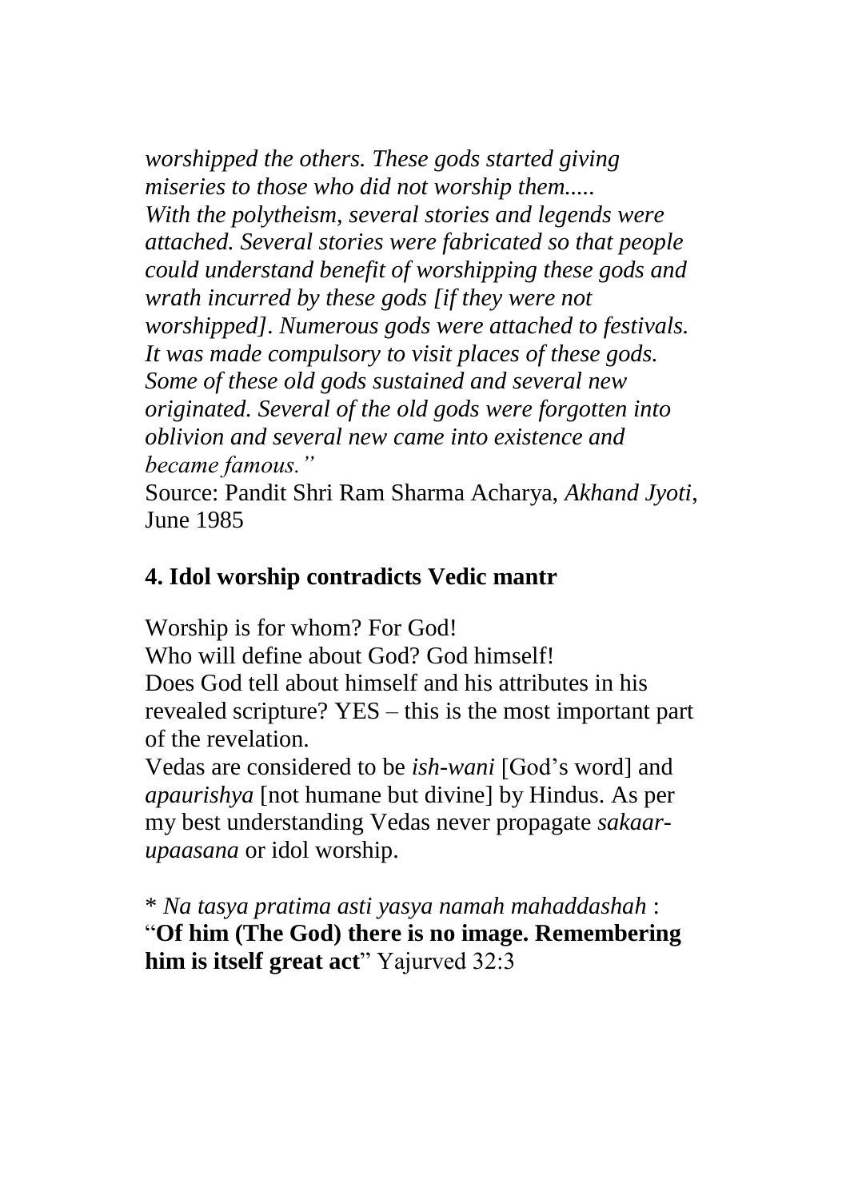*worshipped the others. These gods started giving miseries to those who did not worship them..... With the polytheism, several stories and legends were attached. Several stories were fabricated so that people could understand benefit of worshipping these gods and wrath incurred by these gods [if they were not worshipped]. Numerous gods were attached to festivals. It was made compulsory to visit places of these gods. Some of these old gods sustained and several new originated. Several of the old gods were forgotten into oblivion and several new came into existence and became famous."*

Source: Pandit Shri Ram Sharma Acharya, *Akhand Jyoti*, June 1985

**4. Idol worship contradicts Vedic mantr**

Worship is for whom? For God!
Who will define about God? God himself!
Does God tell about himself and his attributes in his revealed scripture? YES – this is the most important part of the revelation.
Vedas are considered to be *ish-wani* [God's word] and *apaurishya* [not humane but divine] by Hindus. As per my best understanding Vedas never propagate *sakaar-upaasana* or idol worship.

* *Na tasya pratima asti yasya namah mahaddashah* : "**Of him (The God) there is no image. Remembering him is itself great act**" Yajurved 32:3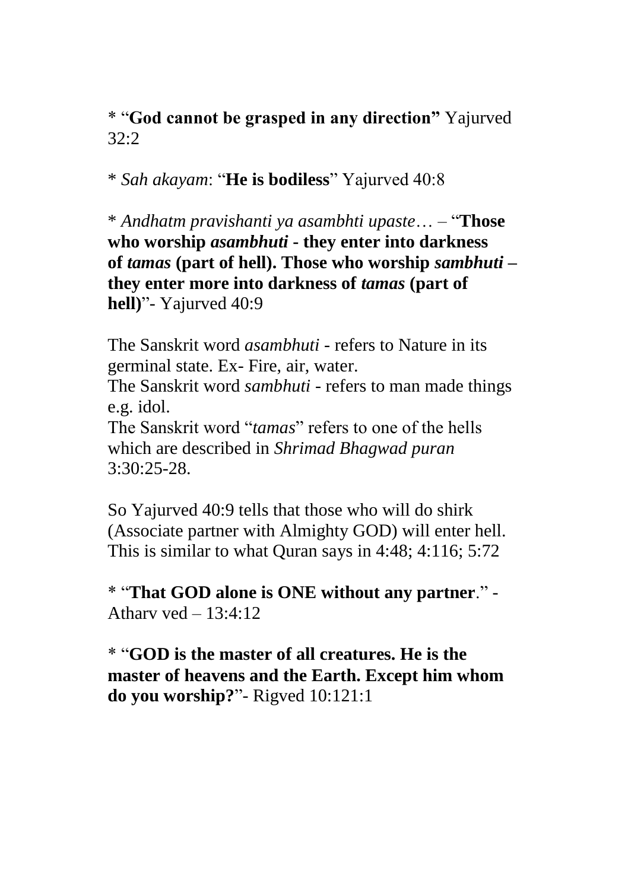* “**God cannot be grasped in any direction”** Yajurved 32:2

* *Sah akayam*: “**He is bodiless**” Yajurved 40:8

* *Andhatm pravishanti ya asambhti upaste*… – “**Those who worship *asambhuti* - they enter into darkness of *tamas* (part of hell). Those who worship *sambhuti* – they enter more into darkness of *tamas* (part of hell)**”- Yajurved 40:9

The Sanskrit word *asambhuti* - refers to Nature in its germinal state. Ex- Fire, air, water.
The Sanskrit word *sambhuti* - refers to man made things e.g. idol.
The Sanskrit word “*tamas*” refers to one of the hells which are described in *Shrimad Bhagwad puran* 3:30:25-28.

So Yajurved 40:9 tells that those who will do shirk (Associate partner with Almighty GOD) will enter hell. This is similar to what Quran says in 4:48; 4:116; 5:72

* “**That GOD alone is ONE without any partner**.” - Atharv ved – 13:4:12

* “**GOD is the master of all creatures. He is the master of heavens and the Earth. Except him whom do you worship?**”- Rigved 10:121:1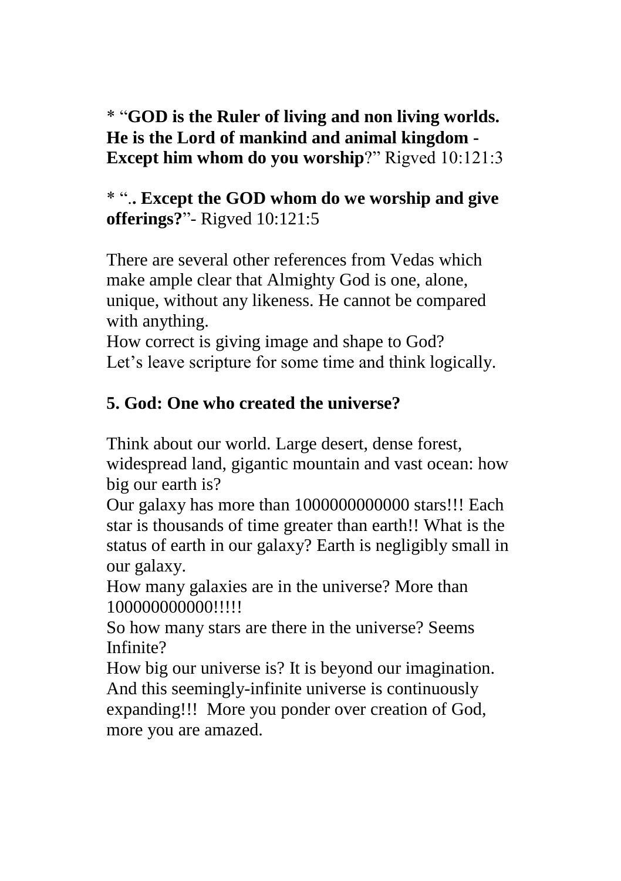* "**GOD is the Ruler of living and non living worlds. He is the Lord of mankind and animal kingdom - Except him whom do you worship**?" Rigved 10:121:3

* "**.. Except the GOD whom do we worship and give offerings?**"- Rigved 10:121:5

There are several other references from Vedas which make ample clear that Almighty God is one, alone, unique, without any likeness. He cannot be compared with anything.
How correct is giving image and shape to God?
Let's leave scripture for some time and think logically.

## 5. God: One who created the universe?

Think about our world. Large desert, dense forest, widespread land, gigantic mountain and vast ocean: how big our earth is?
Our galaxy has more than 1000000000000 stars!!! Each star is thousands of time greater than earth!! What is the status of earth in our galaxy? Earth is negligibly small in our galaxy.
How many galaxies are in the universe? More than 100000000000!!!!!
So how many stars are there in the universe? Seems Infinite?
How big our universe is? It is beyond our imagination. And this seemingly-infinite universe is continuously expanding!!! More you ponder over creation of God, more you are amazed.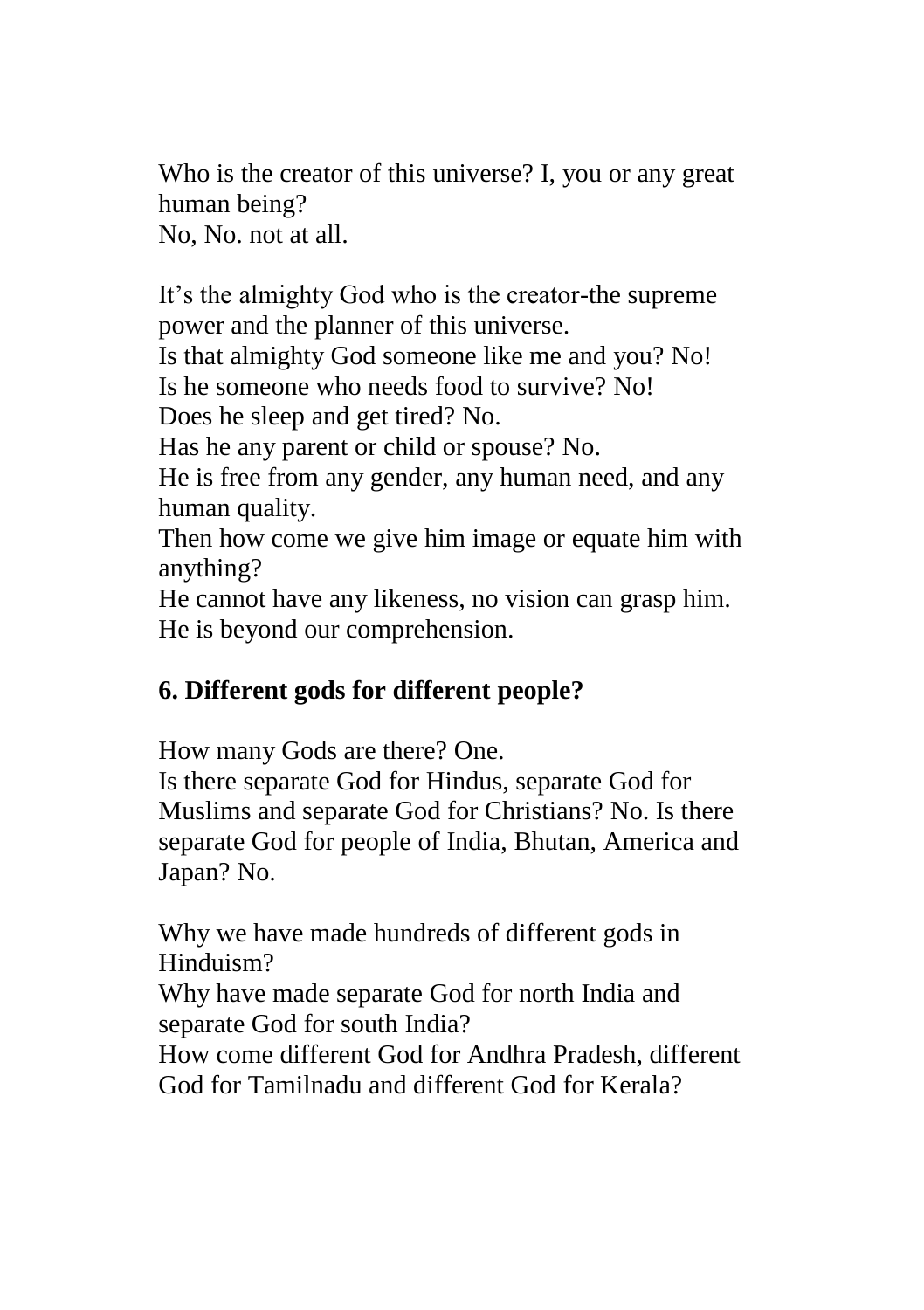Who is the creator of this universe? I, you or any great human being?
No, No. not at all.

It's the almighty God who is the creator-the supreme power and the planner of this universe.
Is that almighty God someone like me and you? No!
Is he someone who needs food to survive? No!
Does he sleep and get tired? No.
Has he any parent or child or spouse? No.
He is free from any gender, any human need, and any human quality.
Then how come we give him image or equate him with anything?
He cannot have any likeness, no vision can grasp him.
He is beyond our comprehension.

## 6. Different gods for different people?

How many Gods are there? One.
Is there separate God for Hindus, separate God for Muslims and separate God for Christians? No. Is there separate God for people of India, Bhutan, America and Japan? No.

Why we have made hundreds of different gods in Hinduism?
Why have made separate God for north India and separate God for south India?
How come different God for Andhra Pradesh, different God for Tamilnadu and different God for Kerala?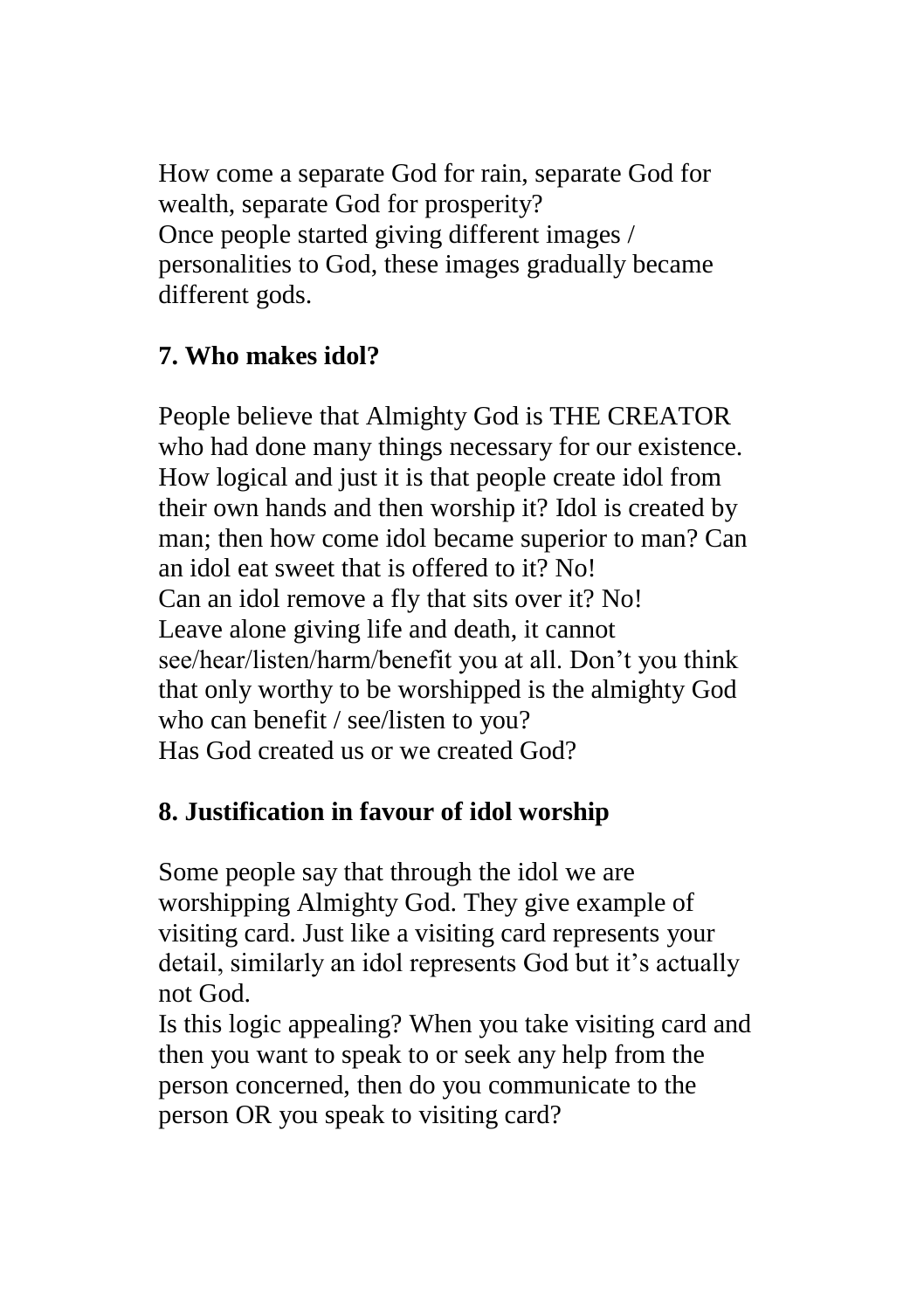How come a separate God for rain, separate God for wealth, separate God for prosperity?
Once people started giving different images / personalities to God, these images gradually became different gods.

## 7. Who makes idol?

People believe that Almighty God is THE CREATOR who had done many things necessary for our existence. How logical and just it is that people create idol from their own hands and then worship it? Idol is created by man; then how come idol became superior to man? Can an idol eat sweet that is offered to it? No!
Can an idol remove a fly that sits over it? No!
Leave alone giving life and death, it cannot see/hear/listen/harm/benefit you at all. Don't you think that only worthy to be worshipped is the almighty God who can benefit / see/listen to you?
Has God created us or we created God?

## 8. Justification in favour of idol worship

Some people say that through the idol we are worshipping Almighty God. They give example of visiting card. Just like a visiting card represents your detail, similarly an idol represents God but it's actually not God.
Is this logic appealing? When you take visiting card and then you want to speak to or seek any help from the person concerned, then do you communicate to the person OR you speak to visiting card?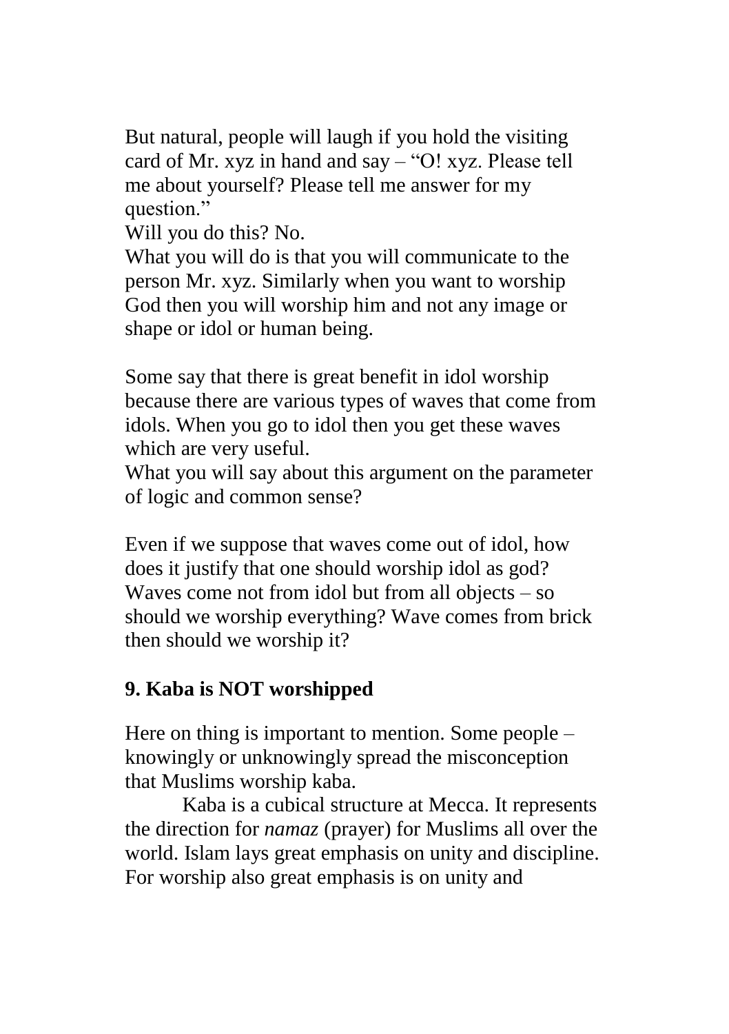But natural, people will laugh if you hold the visiting card of Mr. xyz in hand and say – "O! xyz. Please tell me about yourself? Please tell me answer for my question."

Will you do this? No.

What you will do is that you will communicate to the person Mr. xyz. Similarly when you want to worship God then you will worship him and not any image or shape or idol or human being.

Some say that there is great benefit in idol worship because there are various types of waves that come from idols. When you go to idol then you get these waves which are very useful.

What you will say about this argument on the parameter of logic and common sense?

Even if we suppose that waves come out of idol, how does it justify that one should worship idol as god? Waves come not from idol but from all objects – so should we worship everything? Wave comes from brick then should we worship it?

## 9. Kaba is NOT worshipped

Here on thing is important to mention. Some people – knowingly or unknowingly spread the misconception that Muslims worship kaba.

Kaba is a cubical structure at Mecca. It represents the direction for *namaz* (prayer) for Muslims all over the world. Islam lays great emphasis on unity and discipline. For worship also great emphasis is on unity and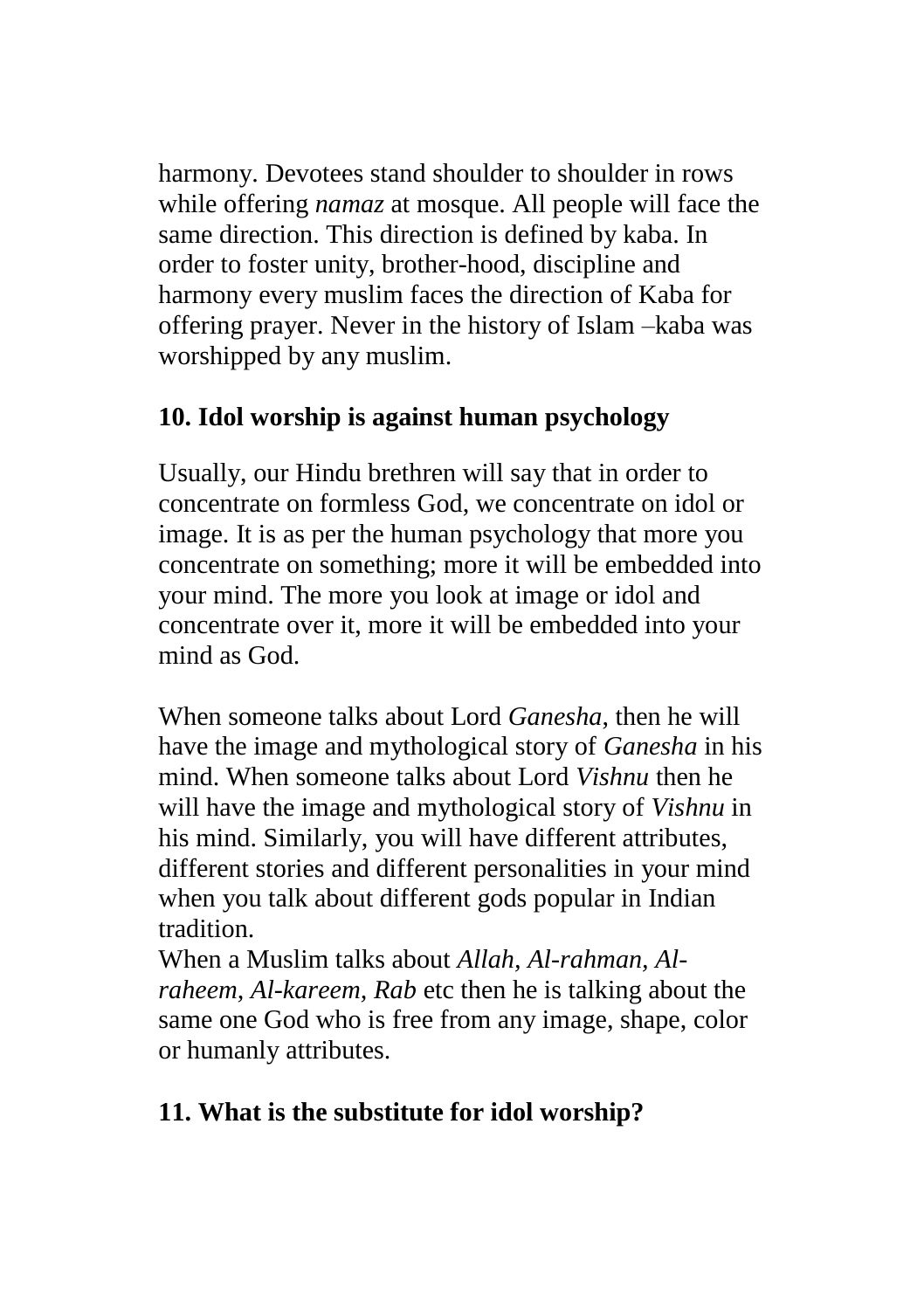harmony. Devotees stand shoulder to shoulder in rows while offering *namaz* at mosque. All people will face the same direction. This direction is defined by kaba. In order to foster unity, brother-hood, discipline and harmony every muslim faces the direction of Kaba for offering prayer. Never in the history of Islam –kaba was worshipped by any muslim.

## 10. Idol worship is against human psychology

Usually, our Hindu brethren will say that in order to concentrate on formless God, we concentrate on idol or image. It is as per the human psychology that more you concentrate on something; more it will be embedded into your mind. The more you look at image or idol and concentrate over it, more it will be embedded into your mind as God.

When someone talks about Lord *Ganesha*, then he will have the image and mythological story of *Ganesha* in his mind. When someone talks about Lord *Vishnu* then he will have the image and mythological story of *Vishnu* in his mind. Similarly, you will have different attributes, different stories and different personalities in your mind when you talk about different gods popular in Indian tradition.

When a Muslim talks about *Allah, Al-rahman, Al-raheem, Al-kareem, Rab* etc then he is talking about the same one God who is free from any image, shape, color or humanly attributes.

## 11. What is the substitute for idol worship?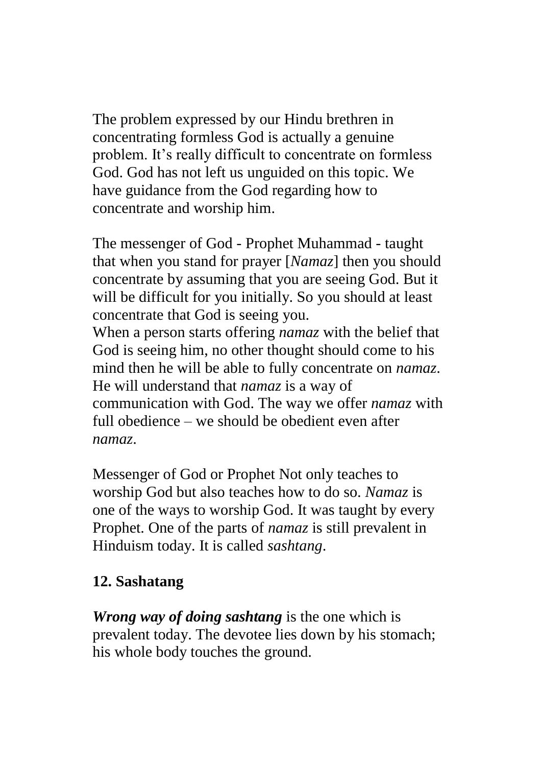The problem expressed by our Hindu brethren in concentrating formless God is actually a genuine problem. It's really difficult to concentrate on formless God. God has not left us unguided on this topic. We have guidance from the God regarding how to concentrate and worship him.

The messenger of God - Prophet Muhammad - taught that when you stand for prayer [*Namaz*] then you should concentrate by assuming that you are seeing God. But it will be difficult for you initially. So you should at least concentrate that God is seeing you.
When a person starts offering *namaz* with the belief that God is seeing him, no other thought should come to his mind then he will be able to fully concentrate on *namaz*. He will understand that *namaz* is a way of communication with God. The way we offer *namaz* with full obedience – we should be obedient even after *namaz*.

Messenger of God or Prophet Not only teaches to worship God but also teaches how to do so. *Namaz* is one of the ways to worship God. It was taught by every Prophet. One of the parts of *namaz* is still prevalent in Hinduism today. It is called *sashtang*.

### 12. Sashatang

***Wrong way of doing sashtang*** is the one which is prevalent today. The devotee lies down by his stomach; his whole body touches the ground.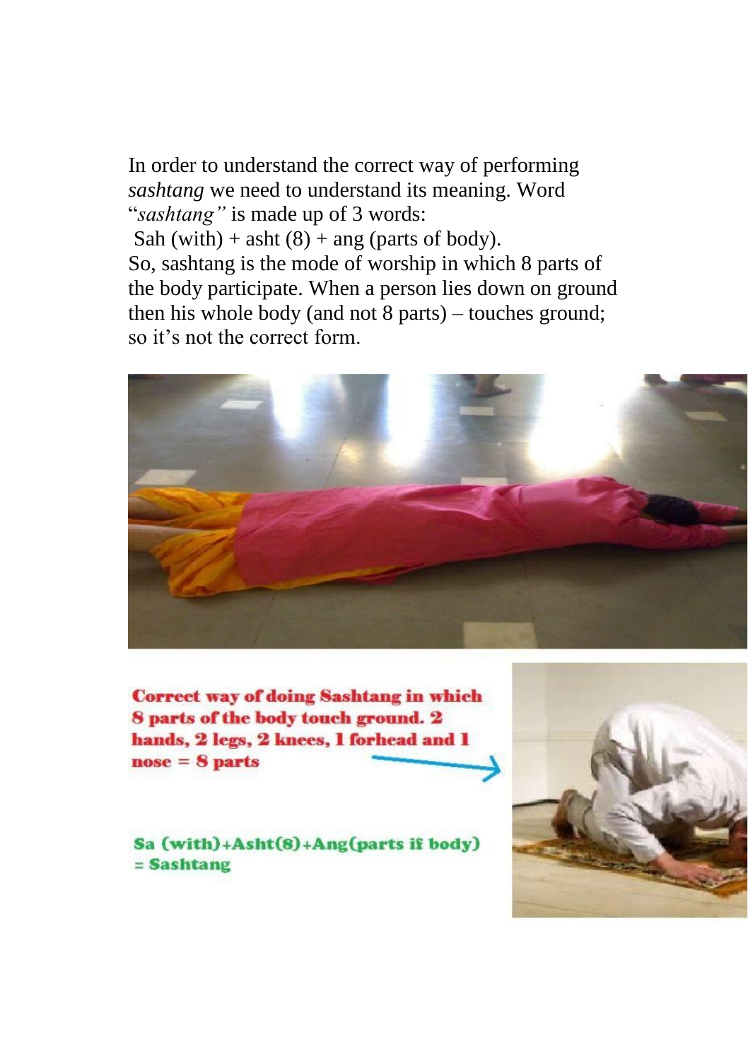In order to understand the correct way of performing *sashtang* we need to understand its meaning. Word "*sashtang"* is made up of 3 words:

Sah (with) + asht (8) + ang (parts of body).

So, sashtang is the mode of worship in which 8 parts of the body participate. When a person lies down on ground then his whole body (and not 8 parts) – touches ground; so it's not the correct form.

**Correct way of doing Sashtang in which 8 parts of the body touch ground. 2 hands, 2 legs, 2 knees, 1 forhead and 1 nose = 8 parts**

**Sa (with)+Asht(8)+Ang(parts if body) = Sashtang**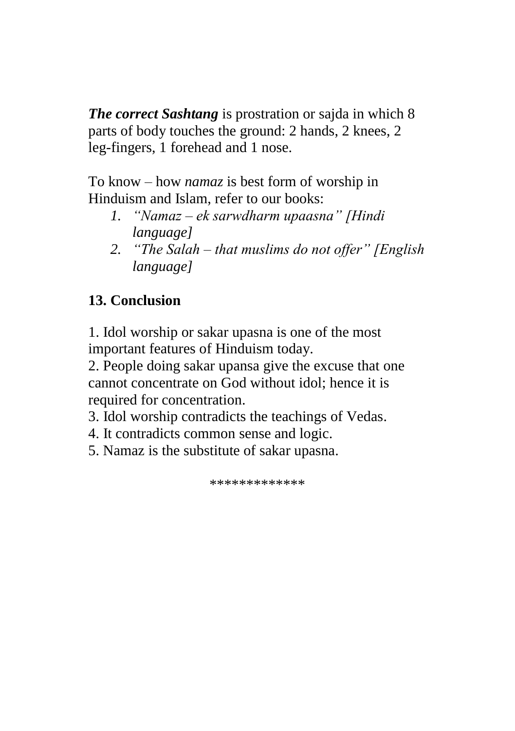***The correct Sashtang*** is prostration or sajda in which 8 parts of body touches the ground: 2 hands, 2 knees, 2 leg-fingers, 1 forehead and 1 nose.

To know – how *namaz* is best form of worship in Hinduism and Islam, refer to our books:

1. *"Namaz – ek sarwdharm upaasna" [Hindi language]*
2. *"The Salah – that muslims do not offer" [English language]*

## 13. Conclusion

1. Idol worship or sakar upasna is one of the most important features of Hinduism today.
2. People doing sakar upansa give the excuse that one cannot concentrate on God without idol; hence it is required for concentration.
3. Idol worship contradicts the teachings of Vedas.
4. It contradicts common sense and logic.
5. Namaz is the substitute of sakar upasna.

*************